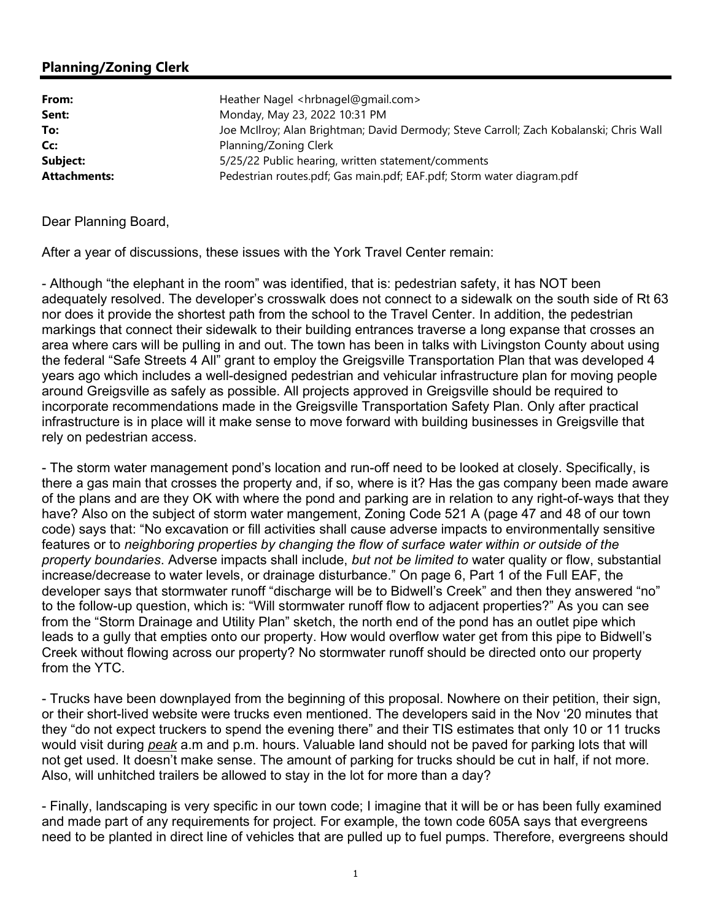## Planning/Zoning Clerk

| | |
|---|---|
| **From:** | Heather Nagel <hrbnagel@gmail.com> |
| **Sent:** | Monday, May 23, 2022 10:31 PM |
| **To:** | Joe McIlroy; Alan Brightman; David Dermody; Steve Carroll; Zach Kobalanski; Chris Wall |
| **Cc:** | Planning/Zoning Clerk |
| **Subject:** | 5/25/22 Public hearing, written statement/comments |
| **Attachments:** | Pedestrian routes.pdf; Gas main.pdf; EAF.pdf; Storm water diagram.pdf |

Dear Planning Board,

After a year of discussions, these issues with the York Travel Center remain:

- Although "the elephant in the room" was identified, that is: pedestrian safety, it has NOT been adequately resolved. The developer's crosswalk does not connect to a sidewalk on the south side of Rt 63 nor does it provide the shortest path from the school to the Travel Center. In addition, the pedestrian markings that connect their sidewalk to their building entrances traverse a long expanse that crosses an area where cars will be pulling in and out. The town has been in talks with Livingston County about using the federal "Safe Streets 4 All" grant to employ the Greigsville Transportation Plan that was developed 4 years ago which includes a well-designed pedestrian and vehicular infrastructure plan for moving people around Greigsville as safely as possible. All projects approved in Greigsville should be required to incorporate recommendations made in the Greigsville Transportation Safety Plan. Only after practical infrastructure is in place will it make sense to move forward with building businesses in Greigsville that rely on pedestrian access.

- The storm water management pond's location and run-off need to be looked at closely. Specifically, is there a gas main that crosses the property and, if so, where is it? Has the gas company been made aware of the plans and are they OK with where the pond and parking are in relation to any right-of-ways that they have? Also on the subject of storm water mangement, Zoning Code 521 A (page 47 and 48 of our town code) says that: "No excavation or fill activities shall cause adverse impacts to environmentally sensitive features or to *neighboring properties by changing the flow of surface water within or outside of the property boundaries*. Adverse impacts shall include, *but not be limited to* water quality or flow, substantial increase/decrease to water levels, or drainage disturbance." On page 6, Part 1 of the Full EAF, the developer says that stormwater runoff "discharge will be to Bidwell's Creek" and then they answered "no" to the follow-up question, which is: "Will stormwater runoff flow to adjacent properties?" As you can see from the "Storm Drainage and Utility Plan" sketch, the north end of the pond has an outlet pipe which leads to a gully that empties onto our property. How would overflow water get from this pipe to Bidwell's Creek without flowing across our property? No stormwater runoff should be directed onto our property from the YTC.

- Trucks have been downplayed from the beginning of this proposal. Nowhere on their petition, their sign, or their short-lived website were trucks even mentioned. The developers said in the Nov '20 minutes that they "do not expect truckers to spend the evening there" and their TIS estimates that only 10 or 11 trucks would visit during ***peak*** a.m and p.m. hours. Valuable land should not be paved for parking lots that will not get used. It doesn't make sense. The amount of parking for trucks should be cut in half, if not more. Also, will unhitched trailers be allowed to stay in the lot for more than a day?

- Finally, landscaping is very specific in our town code; I imagine that it will be or has been fully examined and made part of any requirements for project. For example, the town code 605A says that evergreens need to be planted in direct line of vehicles that are pulled up to fuel pumps. Therefore, evergreens should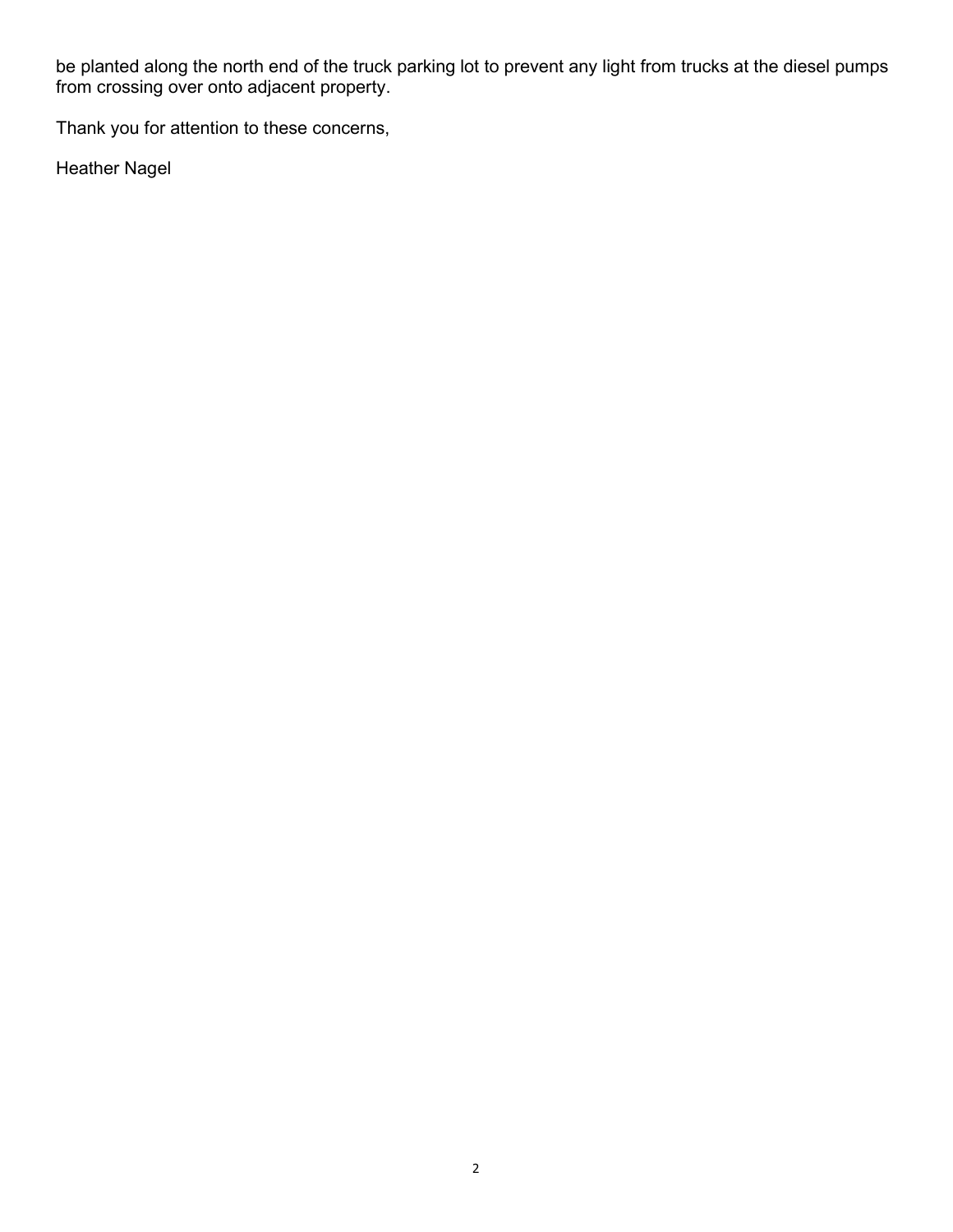be planted along the north end of the truck parking lot to prevent any light from trucks at the diesel pumps from crossing over onto adjacent property.

Thank you for attention to these concerns,

Heather Nagel